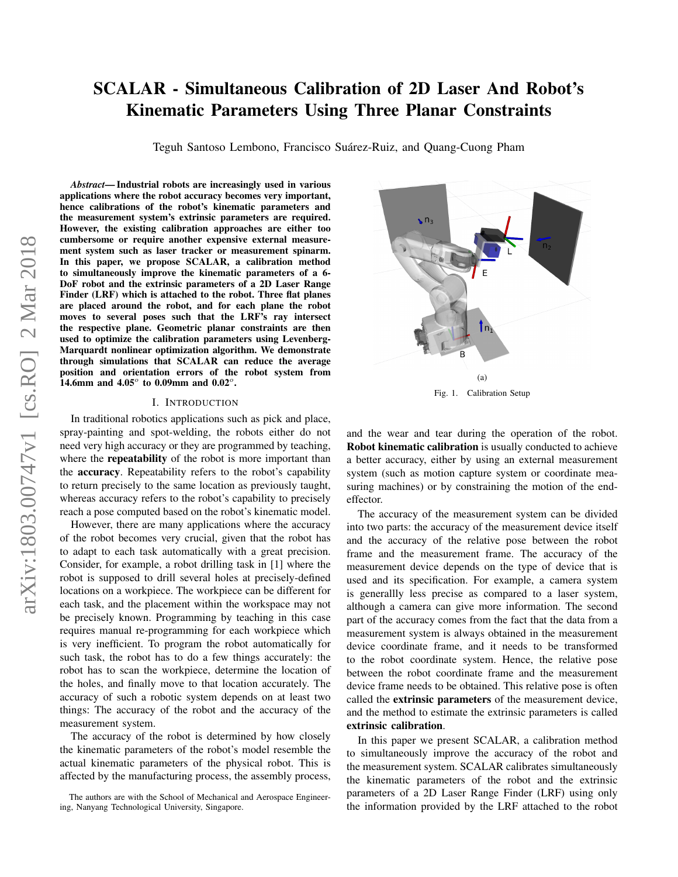# SCALAR - Simultaneous Calibration of 2D Laser And Robot's Kinematic Parameters Using Three Planar Constraints

Teguh Santoso Lembono, Francisco Suárez-Ruiz, and Quang-Cuong Pham

***Abstract*— Industrial robots are increasingly used in various applications where the robot accuracy becomes very important, hence calibrations of the robot's kinematic parameters and the measurement system's extrinsic parameters are required. However, the existing calibration approaches are either too cumbersome or require another expensive external measurement system such as laser tracker or measurement spinarm. In this paper, we propose SCALAR, a calibration method to simultaneously improve the kinematic parameters of a 6-DoF robot and the extrinsic parameters of a 2D Laser Range Finder (LRF) which is attached to the robot. Three flat planes are placed around the robot, and for each plane the robot moves to several poses such that the LRF's ray intersect the respective plane. Geometric planar constraints are then used to optimize the calibration parameters using Levenberg-Marquardt nonlinear optimization algorithm. We demonstrate through simulations that SCALAR can reduce the average position and orientation errors of the robot system from 14.6mm and 4.05$^o$ to 0.09mm and 0.02$^o$.**

## I. Introduction

In traditional robotics applications such as pick and place, spray-painting and spot-welding, the robots either do not need very high accuracy or they are programmed by teaching, where the **repeatability** of the robot is more important than the **accuracy**. Repeatability refers to the robot's capability to return precisely to the same location as previously taught, whereas accuracy refers to the robot's capability to precisely reach a pose computed based on the robot's kinematic model.

However, there are many applications where the accuracy of the robot becomes very crucial, given that the robot has to adapt to each task automatically with a great precision. Consider, for example, a robot drilling task in [1] where the robot is supposed to drill several holes at precisely-defined locations on a workpiece. The workpiece can be different for each task, and the placement within the workspace may not be precisely known. Programming by teaching in this case requires manual re-programming for each workpiece which is very inefficient. To program the robot automatically for such task, the robot has to do a few things accurately: the robot has to scan the workpiece, determine the location of the holes, and finally move to that location accurately. The accuracy of such a robotic system depends on at least two things: The accuracy of the robot and the accuracy of the measurement system.

The accuracy of the robot is determined by how closely the kinematic parameters of the robot's model resemble the actual kinematic parameters of the physical robot. This is affected by the manufacturing process, the assembly process, and the wear and tear during the operation of the robot. **Robot kinematic calibration** is usually conducted to achieve a better accuracy, either by using an external measurement system (such as motion capture system or coordinate measuring machines) or by constraining the motion of the end-effector.

The accuracy of the measurement system can be divided into two parts: the accuracy of the measurement device itself and the accuracy of the relative pose between the robot frame and the measurement frame. The accuracy of the measurement device depends on the type of device that is used and its specification. For example, a camera system is generallly less precise as compared to a laser system, although a camera can give more information. The second part of the accuracy comes from the fact that the data from a measurement system is always obtained in the measurement device coordinate frame, and it needs to be transformed to the robot coordinate system. Hence, the relative pose between the robot coordinate frame and the measurement device frame needs to be obtained. This relative pose is often called the **extrinsic parameters** of the measurement device, and the method to estimate the extrinsic parameters is called **extrinsic calibration**.

In this paper we present SCALAR, a calibration method to simultaneously improve the accuracy of the robot and the measurement system. SCALAR calibrates simultaneously the kinematic parameters of the robot and the extrinsic parameters of a 2D Laser Range Finder (LRF) using only the information provided by the LRF attached to the robot

(a)

Fig. 1. Calibration Setup

The authors are with the School of Mechanical and Aerospace Engineering, Nanyang Technological University, Singapore.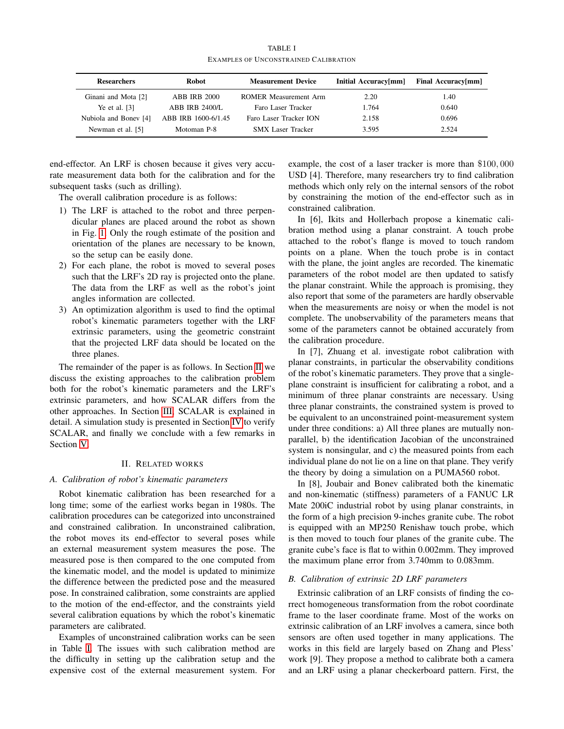TABLE I

EXAMPLES OF UNCONSTRAINED CALIBRATION

| Researchers | Robot | Measurement Device | Initial Accuracy[mm] | Final Accuracy[mm] |
|---|---|---|---|---|
| Ginani and Mota [2] | ABB IRB 2000 | ROMER Measurement Arm | 2.20 | 1.40 |
| Ye et al. [3] | ABB IRB 2400/L | Faro Laser Tracker | 1.764 | 0.640 |
| Nubiola and Bonev [4] | ABB IRB 1600-6/1.45 | Faro Laser Tracker ION | 2.158 | 0.696 |
| Newman et al. [5] | Motoman P-8 | SMX Laser Tracker | 3.595 | 2.524 |

end-effector. An LRF is chosen because it gives very accurate measurement data both for the calibration and for the subsequent tasks (such as drilling).

The overall calibration procedure is as follows:

1) The LRF is attached to the robot and three perpendicular planes are placed around the robot as shown in Fig. 1. Only the rough estimate of the position and orientation of the planes are necessary to be known, so the setup can be easily done.
2) For each plane, the robot is moved to several poses such that the LRF's 2D ray is projected onto the plane. The data from the LRF as well as the robot's joint angles information are collected.
3) An optimization algorithm is used to find the optimal robot's kinematic parameters together with the LRF extrinsic parameters, using the geometric constraint that the projected LRF data should be located on the three planes.

The remainder of the paper is as follows. In Section II we discuss the existing approaches to the calibration problem both for the robot's kinematic parameters and the LRF's extrinsic parameters, and how SCALAR differs from the other approaches. In Section III, SCALAR is explained in detail. A simulation study is presented in Section IV to verify SCALAR, and finally we conclude with a few remarks in Section V.

## II. Related Works

### A. Calibration of robot's kinematic parameters

Robot kinematic calibration has been researched for a long time; some of the earliest works began in 1980s. The calibration procedures can be categorized into unconstrained and constrained calibration. In unconstrained calibration, the robot moves its end-effector to several poses while an external measurement system measures the pose. The measured pose is then compared to the one computed from the kinematic model, and the model is updated to minimize the difference between the predicted pose and the measured pose. In constrained calibration, some constraints are applied to the motion of the end-effector, and the constraints yield several calibration equations by which the robot's kinematic parameters are calibrated.

Examples of unconstrained calibration works can be seen in Table I. The issues with such calibration method are the difficulty in setting up the calibration setup and the expensive cost of the external measurement system. For example, the cost of a laser tracker is more than $\$100,000$ USD [4]. Therefore, many researchers try to find calibration methods which only rely on the internal sensors of the robot by constraining the motion of the end-effector such as in constrained calibration.

In [6], Ikits and Hollerbach propose a kinematic calibration method using a planar constraint. A touch probe attached to the robot's flange is moved to touch random points on a plane. When the touch probe is in contact with the plane, the joint angles are recorded. The kinematic parameters of the robot model are then updated to satisfy the planar constraint. While the approach is promising, they also report that some of the parameters are hardly observable when the measurements are noisy or when the model is not complete. The unobservability of the parameters means that some of the parameters cannot be obtained accurately from the calibration procedure.

In [7], Zhuang et al. investigate robot calibration with planar constraints, in particular the observability conditions of the robot's kinematic parameters. They prove that a single-plane constraint is insufficient for calibrating a robot, and a minimum of three planar constraints are necessary. Using three planar constraints, the constrained system is proved to be equivalent to an unconstrained point-measurement system under three conditions: a) All three planes are mutually non-parallel, b) the identification Jacobian of the unconstrained system is nonsingular, and c) the measured points from each individual plane do not lie on a line on that plane. They verify the theory by doing a simulation on a PUMA560 robot.

In [8], Joubair and Bonev calibrated both the kinematic and non-kinematic (stiffness) parameters of a FANUC LR Mate 200iC industrial robot by using planar constraints, in the form of a high precision 9-inches granite cube. The robot is equipped with an MP250 Renishaw touch probe, which is then moved to touch four planes of the granite cube. The granite cube's face is flat to within 0.002mm. They improved the maximum plane error from 3.740mm to 0.083mm.

### B. Calibration of extrinsic 2D LRF parameters

Extrinsic calibration of an LRF consists of finding the correct homogeneous transformation from the robot coordinate frame to the laser coordinate frame. Most of the works on extrinsic calibration of an LRF involves a camera, since both sensors are often used together in many applications. The works in this field are largely based on Zhang and Pless' work [9]. They propose a method to calibrate both a camera and an LRF using a planar checkerboard pattern. First, the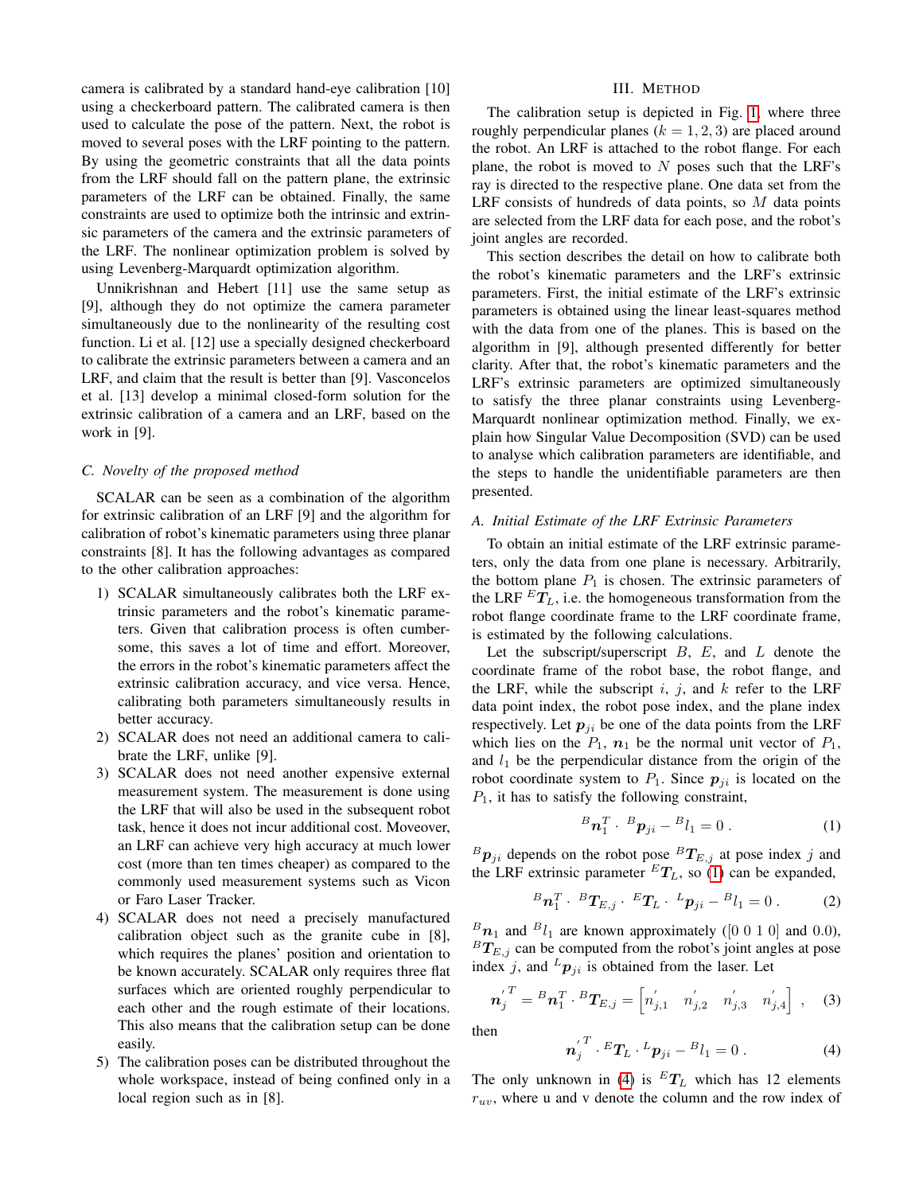camera is calibrated by a standard hand-eye calibration [10] using a checkerboard pattern. The calibrated camera is then used to calculate the pose of the pattern. Next, the robot is moved to several poses with the LRF pointing to the pattern. By using the geometric constraints that all the data points from the LRF should fall on the pattern plane, the extrinsic parameters of the LRF can be obtained. Finally, the same constraints are used to optimize both the intrinsic and extrinsic parameters of the camera and the extrinsic parameters of the LRF. The nonlinear optimization problem is solved by using Levenberg-Marquardt optimization algorithm.

Unnikrishnan and Hebert [11] use the same setup as [9], although they do not optimize the camera parameter simultaneously due to the nonlinearity of the resulting cost function. Li et al. [12] use a specially designed checkerboard to calibrate the extrinsic parameters between a camera and an LRF, and claim that the result is better than [9]. Vasconcelos et al. [13] develop a minimal closed-form solution for the extrinsic calibration of a camera and an LRF, based on the work in [9].

### C. Novelty of the proposed method

SCALAR can be seen as a combination of the algorithm for extrinsic calibration of an LRF [9] and the algorithm for calibration of robot's kinematic parameters using three planar constraints [8]. It has the following advantages as compared to the other calibration approaches:

1) SCALAR simultaneously calibrates both the LRF extrinsic parameters and the robot's kinematic parameters. Given that calibration process is often cumbersome, this saves a lot of time and effort. Moreover, the errors in the robot's kinematic parameters affect the extrinsic calibration accuracy, and vice versa. Hence, calibrating both parameters simultaneously results in better accuracy.
2) SCALAR does not need an additional camera to calibrate the LRF, unlike [9].
3) SCALAR does not need another expensive external measurement system. The measurement is done using the LRF that will also be used in the subsequent robot task, hence it does not incur additional cost. Moveover, an LRF can achieve very high accuracy at much lower cost (more than ten times cheaper) as compared to the commonly used measurement systems such as Vicon or Faro Laser Tracker.
4) SCALAR does not need a precisely manufactured calibration object such as the granite cube in [8], which requires the planes' position and orientation to be known accurately. SCALAR only requires three flat surfaces which are oriented roughly perpendicular to each other and the rough estimate of their locations. This also means that the calibration setup can be done easily.
5) The calibration poses can be distributed throughout the whole workspace, instead of being confined only in a local region such as in [8].

## III. Method

The calibration setup is depicted in Fig. 1, where three roughly perpendicular planes ($k = 1, 2, 3$) are placed around the robot. An LRF is attached to the robot flange. For each plane, the robot is moved to $N$ poses such that the LRF's ray is directed to the respective plane. One data set from the LRF consists of hundreds of data points, so $M$ data points are selected from the LRF data for each pose, and the robot's joint angles are recorded.

This section describes the detail on how to calibrate both the robot's kinematic parameters and the LRF's extrinsic parameters. First, the initial estimate of the LRF's extrinsic parameters is obtained using the linear least-squares method with the data from one of the planes. This is based on the algorithm in [9], although presented differently for better clarity. After that, the robot's kinematic parameters and the LRF's extrinsic parameters are optimized simultaneously to satisfy the three planar constraints using Levenberg-Marquardt nonlinear optimization method. Finally, we explain how Singular Value Decomposition (SVD) can be used to analyse which calibration parameters are identifiable, and the steps to handle the unidentifiable parameters are then presented.

### A. Initial Estimate of the LRF Extrinsic Parameters

To obtain an initial estimate of the LRF extrinsic parameters, only the data from one plane is necessary. Arbitrarily, the bottom plane $P_1$ is chosen. The extrinsic parameters of the LRF ${}^{E}\boldsymbol{T}_L$, i.e. the homogeneous transformation from the robot flange coordinate frame to the LRF coordinate frame, is estimated by the following calculations.

Let the subscript/superscript $B$, $E$, and $L$ denote the coordinate frame of the robot base, the robot flange, and the LRF, while the subscript $i$, $j$, and $k$ refer to the LRF data point index, the robot pose index, and the plane index respectively. Let $\boldsymbol{p}_{ji}$ be one of the data points from the LRF which lies on the $P_1$, $\boldsymbol{n}_1$ be the normal unit vector of $P_1$, and $l_1$ be the perpendicular distance from the origin of the robot coordinate system to $P_1$. Since $\boldsymbol{p}_{ji}$ is located on the $P_1$, it has to satisfy the following constraint,

$$ {}^{B}\boldsymbol{n}_1^T \cdot {}^{B}\boldsymbol{p}_{ji} - {}^{B}l_1 = 0 \,. \tag{1} $$

${}^{B}\boldsymbol{p}_{ji}$ depends on the robot pose ${}^{B}\boldsymbol{T}_{E,j}$ at pose index $j$ and the LRF extrinsic parameter ${}^{E}\boldsymbol{T}_L$, so (1) can be expanded,

$$ {}^{B}\boldsymbol{n}_1^T \cdot {}^{B}\boldsymbol{T}_{E,j} \cdot {}^{E}\boldsymbol{T}_L \cdot {}^{L}\boldsymbol{p}_{ji} - {}^{B}l_1 = 0 \,. \tag{2} $$

${}^{B}\boldsymbol{n}_1$ and ${}^{B}l_1$ are known approximately ([0 0 1 0] and 0.0), ${}^{B}\boldsymbol{T}_{E,j}$ can be computed from the robot's joint angles at pose index $j$, and ${}^{L}\boldsymbol{p}_{ji}$ is obtained from the laser. Let

$$ \boldsymbol{n}_j^{'\,T} = {}^{B}\boldsymbol{n}_1^T \cdot {}^{B}\boldsymbol{T}_{E,j} = \begin{bmatrix} n_{j,1}^{'} & n_{j,2}^{'} & n_{j,3}^{'} & n_{j,4}^{'} \end{bmatrix} \,, \tag{3} $$

then

$$ \boldsymbol{n}_j^{'\,T} \cdot {}^{E}\boldsymbol{T}_L \cdot {}^{L}\boldsymbol{p}_{ji} - {}^{B}l_1 = 0 \,. \tag{4} $$

The only unknown in (4) is ${}^{E}\boldsymbol{T}_L$ which has 12 elements $r_{uv}$, where u and v denote the column and the row index of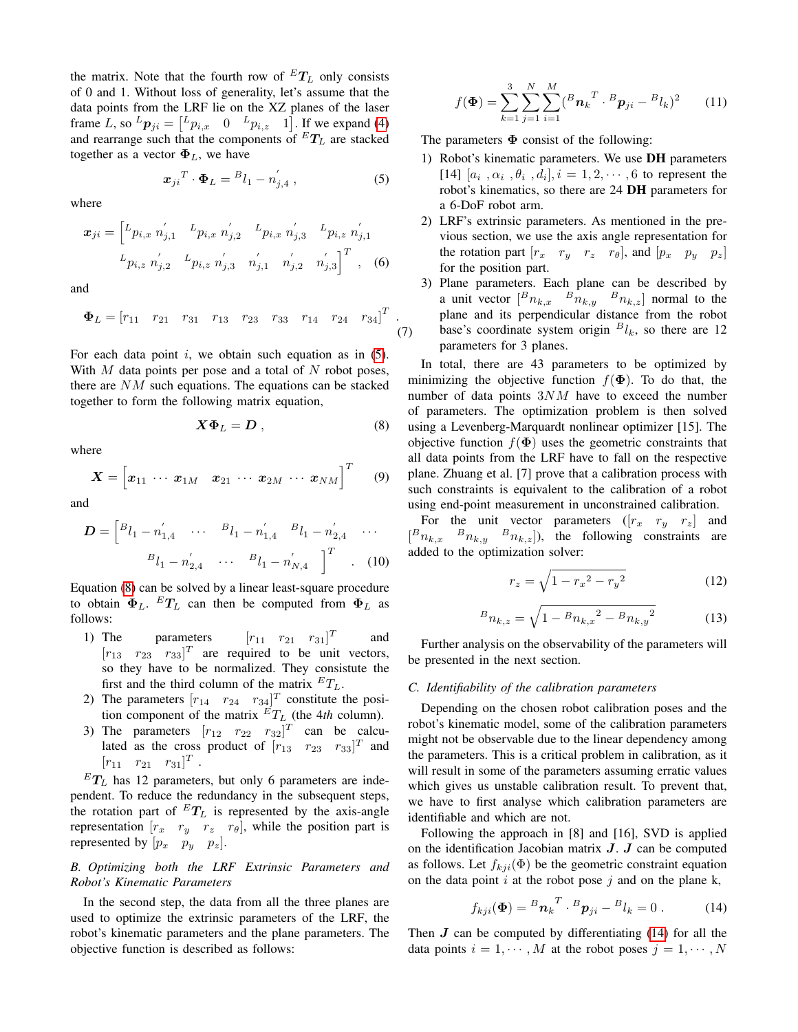the matrix. Note that the fourth row of ${}^{E}\boldsymbol{T}_L$ only consists of 0 and 1. Without loss of generality, let's assume that the data points from the LRF lie on the XZ planes of the laser frame $L$, so ${}^{L}\boldsymbol{p}_{ji} = \begin{bmatrix} {}^{L}p_{i,x} & 0 & {}^{L}p_{i,z} & 1 \end{bmatrix}$. If we expand (4) and rearrange such that the components of ${}^{E}\boldsymbol{T}_L$ are stacked together as a vector $\boldsymbol{\Phi}_L$, we have

$$\boldsymbol{x}_{ji}{}^{T} \cdot \boldsymbol{\Phi}_L = {}^{B}l_1 - n^{'}_{j,4} \, , \tag{5}$$

where

$$\boldsymbol{x}_{ji} = \Big[ {}^{L}p_{i,x}\, n^{'}_{j,1} \quad {}^{L}p_{i,x}\, n^{'}_{j,2} \quad {}^{L}p_{i,x}\, n^{'}_{j,3} \quad {}^{L}p_{i,z}\, n^{'}_{j,1} \quad {}^{L}p_{i,z}\, n^{'}_{j,2} \quad {}^{L}p_{i,z}\, n^{'}_{j,3} \quad n^{'}_{j,1} \quad n^{'}_{j,2} \quad n^{'}_{j,3} \Big]^{T} \, , \tag{6}$$

and

$$\boldsymbol{\Phi}_L = \begin{bmatrix} r_{11} & r_{21} & r_{31} & r_{13} & r_{23} & r_{33} & r_{14} & r_{24} & r_{34} \end{bmatrix}^{T} . \tag{7}$$

For each data point $i$, we obtain such equation as in (5). With $M$ data points per pose and a total of $N$ robot poses, there are $NM$ such equations. The equations can be stacked together to form the following matrix equation,

$$\boldsymbol{X}\boldsymbol{\Phi}_L = \boldsymbol{D} \, , \tag{8}$$

where

$$\boldsymbol{X} = \Big[ \boldsymbol{x}_{11} \cdots \boldsymbol{x}_{1M} \quad \boldsymbol{x}_{21} \cdots \boldsymbol{x}_{2M} \cdots \boldsymbol{x}_{NM} \Big]^{T} \tag{9}$$

and

$$\boldsymbol{D} = \Big[ {}^{B}l_1 - n^{'}_{1,4} \quad \cdots \quad {}^{B}l_1 - n^{'}_{1,4} \quad {}^{B}l_1 - n^{'}_{2,4} \quad \cdots \quad {}^{B}l_1 - n^{'}_{2,4} \quad \cdots \quad {}^{B}l_1 - n^{'}_{N,4} \Big]^{T} . \tag{10}$$

Equation (8) can be solved by a linear least-square procedure to obtain $\boldsymbol{\Phi}_L$. ${}^{E}T_L$ can then be computed from $\boldsymbol{\Phi}_L$ as follows:

1) The parameters $\begin{bmatrix} r_{11} & r_{21} & r_{31} \end{bmatrix}^T$ and $\begin{bmatrix} r_{13} & r_{23} & r_{33} \end{bmatrix}^T$ are required to be unit vectors, so they have to be normalized. They consistute the first and the third column of the matrix ${}^{E}T_L$.
2) The parameters $\begin{bmatrix} r_{14} & r_{24} & r_{34} \end{bmatrix}^T$ constitute the position component of the matrix ${}^{E}T_L$ (the 4*th* column).
3) The parameters $\begin{bmatrix} r_{12} & r_{22} & r_{32} \end{bmatrix}^T$ can be calculated as the cross product of $\begin{bmatrix} r_{13} & r_{23} & r_{33} \end{bmatrix}^T$ and $\begin{bmatrix} r_{11} & r_{21} & r_{31} \end{bmatrix}^T$.

${}^{E}\boldsymbol{T}_L$ has 12 parameters, but only 6 parameters are independent. To reduce the redundancy in the subsequent steps, the rotation part of ${}^{E}\boldsymbol{T}_L$ is represented by the axis-angle representation $\begin{bmatrix} r_x & r_y & r_z & r_\theta \end{bmatrix}$, while the position part is represented by $\begin{bmatrix} p_x & p_y & p_z \end{bmatrix}$.

### *B. Optimizing both the LRF Extrinsic Parameters and Robot's Kinematic Parameters*

In the second step, the data from all the three planes are used to optimize the extrinsic parameters of the LRF, the robot's kinematic parameters and the plane parameters. The objective function is described as follows:

$$f(\boldsymbol{\Phi}) = \sum_{k=1}^{3} \sum_{j=1}^{N} \sum_{i=1}^{M} ({}^{B}\boldsymbol{n}_k{}^{T} \cdot {}^{B}\boldsymbol{p}_{ji} - {}^{B}l_k)^2 \tag{11}$$

The parameters $\boldsymbol{\Phi}$ consist of the following:

1) Robot's kinematic parameters. We use **DH** parameters [14] $[a_i \, , \alpha_i \, , \theta_i \, , d_i], i = 1, 2, \cdots, 6$ to represent the robot's kinematics, so there are 24 **DH** parameters for a 6-DoF robot arm.
2) LRF's extrinsic parameters. As mentioned in the previous section, we use the axis angle representation for the rotation part $\begin{bmatrix} r_x & r_y & r_z & r_\theta \end{bmatrix}$, and $\begin{bmatrix} p_x & p_y & p_z \end{bmatrix}$ for the position part.
3) Plane parameters. Each plane can be described by a unit vector $\begin{bmatrix} {}^{B}n_{k,x} & {}^{B}n_{k,y} & {}^{B}n_{k,z} \end{bmatrix}$ normal to the plane and its perpendicular distance from the robot base's coordinate system origin ${}^{B}l_k$, so there are 12 parameters for 3 planes.

In total, there are 43 parameters to be optimized by minimizing the objective function $f(\boldsymbol{\Phi})$. To do that, the number of data points $3NM$ have to exceed the number of parameters. The optimization problem is then solved using a Levenberg-Marquardt nonlinear optimizer [15]. The objective function $f(\boldsymbol{\Phi})$ uses the geometric constraints that all data points from the LRF have to fall on the respective plane. Zhuang et al. [7] prove that a calibration process with such constraints is equivalent to the calibration of a robot using end-point measurement in unconstrained calibration.

For the unit vector parameters ($\begin{bmatrix} r_x & r_y & r_z \end{bmatrix}$ and $\begin{bmatrix} {}^{B}n_{k,x} & {}^{B}n_{k,y} & {}^{B}n_{k,z} \end{bmatrix}$), the following constraints are added to the optimization solver:

$$r_z = \sqrt{1 - {r_x}^2 - {r_y}^2} \tag{12}$$

$${}^{B}n_{k,z} = \sqrt{1 - {{}^{B}n_{k,x}}^2 - {{}^{B}n_{k,y}}^2} \tag{13}$$

Further analysis on the observability of the parameters will be presented in the next section.

### *C. Identifiability of the calibration parameters*

Depending on the chosen robot calibration poses and the robot's kinematic model, some of the calibration parameters might not be observable due to the linear dependency among the parameters. This is a critical problem in calibration, as it will result in some of the parameters assuming erratic values which gives us unstable calibration result. To prevent that, we have to first analyse which calibration parameters are identifiable and which are not.

Following the approach in [8] and [16], SVD is applied on the identification Jacobian matrix $\boldsymbol{J}$. $\boldsymbol{J}$ can be computed as follows. Let $f_{kji}(\Phi)$ be the geometric constraint equation on the data point $i$ at the robot pose $j$ and on the plane k,

$$f_{kji}(\boldsymbol{\Phi}) = {}^{B}\boldsymbol{n}_k{}^{T} \cdot {}^{B}\boldsymbol{p}_{ji} - {}^{B}l_k = 0 \, . \tag{14}$$

Then $\boldsymbol{J}$ can be computed by differentiating (14) for all the data points $i = 1, \cdots, M$ at the robot poses $j = 1, \cdots, N$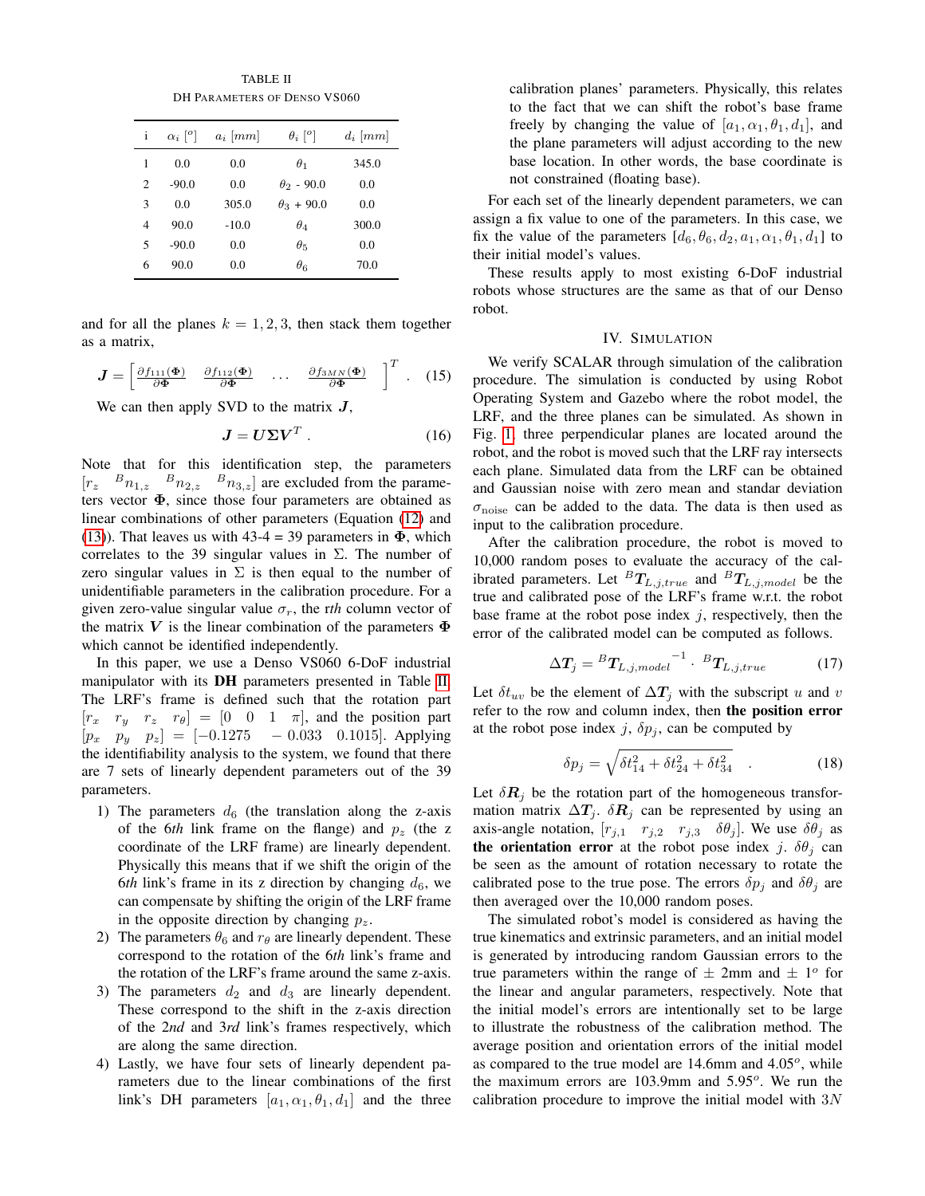TABLE II
DH Parameters of Denso VS060

| i | $\alpha_i$ [$^o$] | $a_i$ [$mm$] | $\theta_i$ [$^o$] | $d_i$ [$mm$] |
|---|---|---|---|---|
| 1 | 0.0 | 0.0 | $\theta_1$ | 345.0 |
| 2 | -90.0 | 0.0 | $\theta_2$ - 90.0 | 0.0 |
| 3 | 0.0 | 305.0 | $\theta_3$ + 90.0 | 0.0 |
| 4 | 90.0 | -10.0 | $\theta_4$ | 300.0 |
| 5 | -90.0 | 0.0 | $\theta_5$ | 0.0 |
| 6 | 90.0 | 0.0 | $\theta_6$ | 70.0 |

and for all the planes $k = 1, 2, 3$, then stack them together as a matrix,

$$\boldsymbol{J} = \begin{bmatrix} \frac{\partial f_{111}(\boldsymbol{\Phi})}{\partial \boldsymbol{\Phi}} & \frac{\partial f_{112}(\boldsymbol{\Phi})}{\partial \boldsymbol{\Phi}} & \cdots & \frac{\partial f_{3MN}(\boldsymbol{\Phi})}{\partial \boldsymbol{\Phi}} \end{bmatrix}^T . \quad (15)$$

We can then apply SVD to the matrix $\boldsymbol{J}$,

$$\boldsymbol{J} = \boldsymbol{U}\boldsymbol{\Sigma}\boldsymbol{V}^T . \quad (16)$$

Note that for this identification step, the parameters $[r_z \quad {}^Bn_{1,z} \quad {}^Bn_{2,z} \quad {}^Bn_{3,z}]$ are excluded from the parameters vector $\boldsymbol{\Phi}$, since those four parameters are obtained as linear combinations of other parameters (Equation (12) and (13)). That leaves us with 43-4 = 39 parameters in $\boldsymbol{\Phi}$, which correlates to the 39 singular values in $\Sigma$. The number of zero singular values in $\Sigma$ is then equal to the number of unidentifiable parameters in the calibration procedure. For a given zero-value singular value $\sigma_r$, the r*th* column vector of the matrix $\boldsymbol{V}$ is the linear combination of the parameters $\boldsymbol{\Phi}$ which cannot be identified independently.

In this paper, we use a Denso VS060 6-DoF industrial manipulator with its **DH** parameters presented in Table II. The LRF's frame is defined such that the rotation part $[r_x \quad r_y \quad r_z \quad r_\theta] = [0 \quad 0 \quad 1 \quad \pi]$, and the position part $[p_x \quad p_y \quad p_z] = [-0.1275 \quad -0.033 \quad 0.1015]$. Applying the identifiability analysis to the system, we found that there are 7 sets of linearly dependent parameters out of the 39 parameters.

1) The parameters $d_6$ (the translation along the z-axis of the 6*th* link frame on the flange) and $p_z$ (the z coordinate of the LRF frame) are linearly dependent. Physically this means that if we shift the origin of the 6*th* link's frame in its z direction by changing $d_6$, we can compensate by shifting the origin of the LRF frame in the opposite direction by changing $p_z$.
2) The parameters $\theta_6$ and $r_\theta$ are linearly dependent. These correspond to the rotation of the 6*th* link's frame and the rotation of the LRF's frame around the same z-axis.
3) The parameters $d_2$ and $d_3$ are linearly dependent. These correspond to the shift in the z-axis direction of the 2*nd* and 3*rd* link's frames respectively, which are along the same direction.
4) Lastly, we have four sets of linearly dependent parameters due to the linear combinations of the first link's DH parameters $[a_1, \alpha_1, \theta_1, d_1]$ and the three calibration planes' parameters. Physically, this relates to the fact that we can shift the robot's base frame freely by changing the value of $[a_1, \alpha_1, \theta_1, d_1]$, and the plane parameters will adjust according to the new base location. In other words, the base coordinate is not constrained (floating base).

For each set of the linearly dependent parameters, we can assign a fix value to one of the parameters. In this case, we fix the value of the parameters $[d_6, \theta_6, d_2, a_1, \alpha_1, \theta_1, d_1]$ to their initial model's values.

These results apply to most existing 6-DoF industrial robots whose structures are the same as that of our Denso robot.

## IV. Simulation

We verify SCALAR through simulation of the calibration procedure. The simulation is conducted by using Robot Operating System and Gazebo where the robot model, the LRF, and the three planes can be simulated. As shown in Fig. 1, three perpendicular planes are located around the robot, and the robot is moved such that the LRF ray intersects each plane. Simulated data from the LRF can be obtained and Gaussian noise with zero mean and standar deviation $\sigma_{\text{noise}}$ can be added to the data. The data is then used as input to the calibration procedure.

After the calibration procedure, the robot is moved to 10,000 random poses to evaluate the accuracy of the calibrated parameters. Let ${}^B\boldsymbol{T}_{L,j,true}$ and ${}^B\boldsymbol{T}_{L,j,model}$ be the true and calibrated pose of the LRF's frame w.r.t. the robot base frame at the robot pose index $j$, respectively, then the error of the calibrated model can be computed as follows.

$$\Delta\boldsymbol{T}_j = {}^B\boldsymbol{T}_{L,j,model}{}^{-1} \cdot {}^B\boldsymbol{T}_{L,j,true} \quad (17)$$

Let $\delta t_{uv}$ be the element of $\Delta\boldsymbol{T}_j$ with the subscript $u$ and $v$ refer to the row and column index, then **the position error** at the robot pose index $j$, $\delta p_j$, can be computed by

$$\delta p_j = \sqrt{\delta t_{14}^2 + \delta t_{24}^2 + \delta t_{34}^2} \quad . \quad (18)$$

Let $\delta\boldsymbol{R}_j$ be the rotation part of the homogeneous transformation matrix $\Delta\boldsymbol{T}_j$. $\delta\boldsymbol{R}_j$ can be represented by using an axis-angle notation, $[r_{j,1} \quad r_{j,2} \quad r_{j,3} \quad \delta\theta_j]$. We use $\delta\theta_j$ as **the orientation error** at the robot pose index $j$. $\delta\theta_j$ can be seen as the amount of rotation necessary to rotate the calibrated pose to the true pose. The errors $\delta p_j$ and $\delta\theta_j$ are then averaged over the 10,000 random poses.

The simulated robot's model is considered as having the true kinematics and extrinsic parameters, and an initial model is generated by introducing random Gaussian errors to the true parameters within the range of $\pm$ 2mm and $\pm$ 1$^o$ for the linear and angular parameters, respectively. Note that the initial model's errors are intentionally set to be large to illustrate the robustness of the calibration method. The average position and orientation errors of the initial model as compared to the true model are 14.6mm and 4.05$^o$, while the maximum errors are 103.9mm and 5.95$^o$. We run the calibration procedure to improve the initial model with $3N$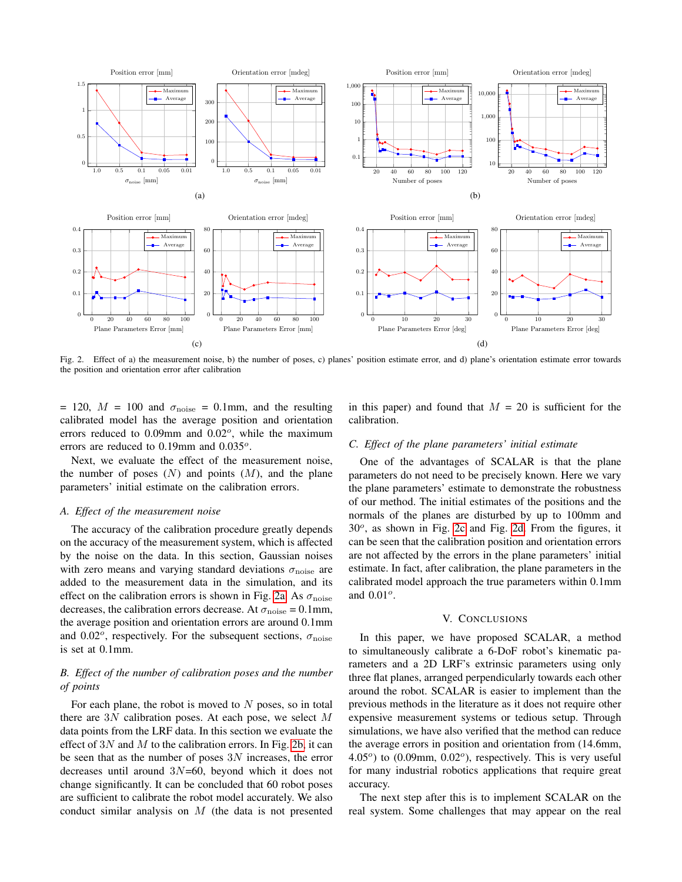Fig. 2. Effect of a) the measurement noise, b) the number of poses, c) planes' position estimate error, and d) plane's orientation estimate error towards the position and orientation error after calibration

= 120, $M$ = 100 and $\sigma_{\text{noise}}$ = 0.1mm, and the resulting calibrated model has the average position and orientation errors reduced to 0.09mm and 0.02$^o$, while the maximum errors are reduced to 0.19mm and 0.035$^o$.

Next, we evaluate the effect of the measurement noise, the number of poses ($N$) and points ($M$), and the plane parameters' initial estimate on the calibration errors.

### A. Effect of the measurement noise

The accuracy of the calibration procedure greatly depends on the accuracy of the measurement system, which is affected by the noise on the data. In this section, Gaussian noises with zero means and varying standard deviations $\sigma_{\text{noise}}$ are added to the measurement data in the simulation, and its effect on the calibration errors is shown in Fig. 2a. As $\sigma_{\text{noise}}$ decreases, the calibration errors decrease. At $\sigma_{\text{noise}}$ = 0.1mm, the average position and orientation errors are around 0.1mm and 0.02$^o$, respectively. For the subsequent sections, $\sigma_{\text{noise}}$ is set at 0.1mm.

### B. Effect of the number of calibration poses and the number of points

For each plane, the robot is moved to $N$ poses, so in total there are $3N$ calibration poses. At each pose, we select $M$ data points from the LRF data. In this section we evaluate the effect of $3N$ and $M$ to the calibration errors. In Fig. 2b, it can be seen that as the number of poses $3N$ increases, the error decreases until around $3N$=60, beyond which it does not change significantly. It can be concluded that 60 robot poses are sufficient to calibrate the robot model accurately. We also conduct similar analysis on $M$ (the data is not presented in this paper) and found that $M$ = 20 is sufficient for the calibration.

### C. Effect of the plane parameters' initial estimate

One of the advantages of SCALAR is that the plane parameters do not need to be precisely known. Here we vary the plane parameters' estimate to demonstrate the robustness of our method. The initial estimates of the positions and the normals of the planes are disturbed by up to 100mm and 30$^o$, as shown in Fig. 2c and Fig. 2d. From the figures, it can be seen that the calibration position and orientation errors are not affected by the errors in the plane parameters' initial estimate. In fact, after calibration, the plane parameters in the calibrated model approach the true parameters within 0.1mm and 0.01$^o$.

## V. Conclusions

In this paper, we have proposed SCALAR, a method to simultaneously calibrate a 6-DoF robot's kinematic parameters and a 2D LRF's extrinsic parameters using only three flat planes, arranged perpendicularly towards each other around the robot. SCALAR is easier to implement than the previous methods in the literature as it does not require other expensive measurement systems or tedious setup. Through simulations, we have also verified that the method can reduce the average errors in position and orientation from (14.6mm, 4.05$^o$) to (0.09mm, 0.02$^o$), respectively. This is very useful for many industrial robotics applications that require great accuracy.

The next step after this is to implement SCALAR on the real system. Some challenges that may appear on the real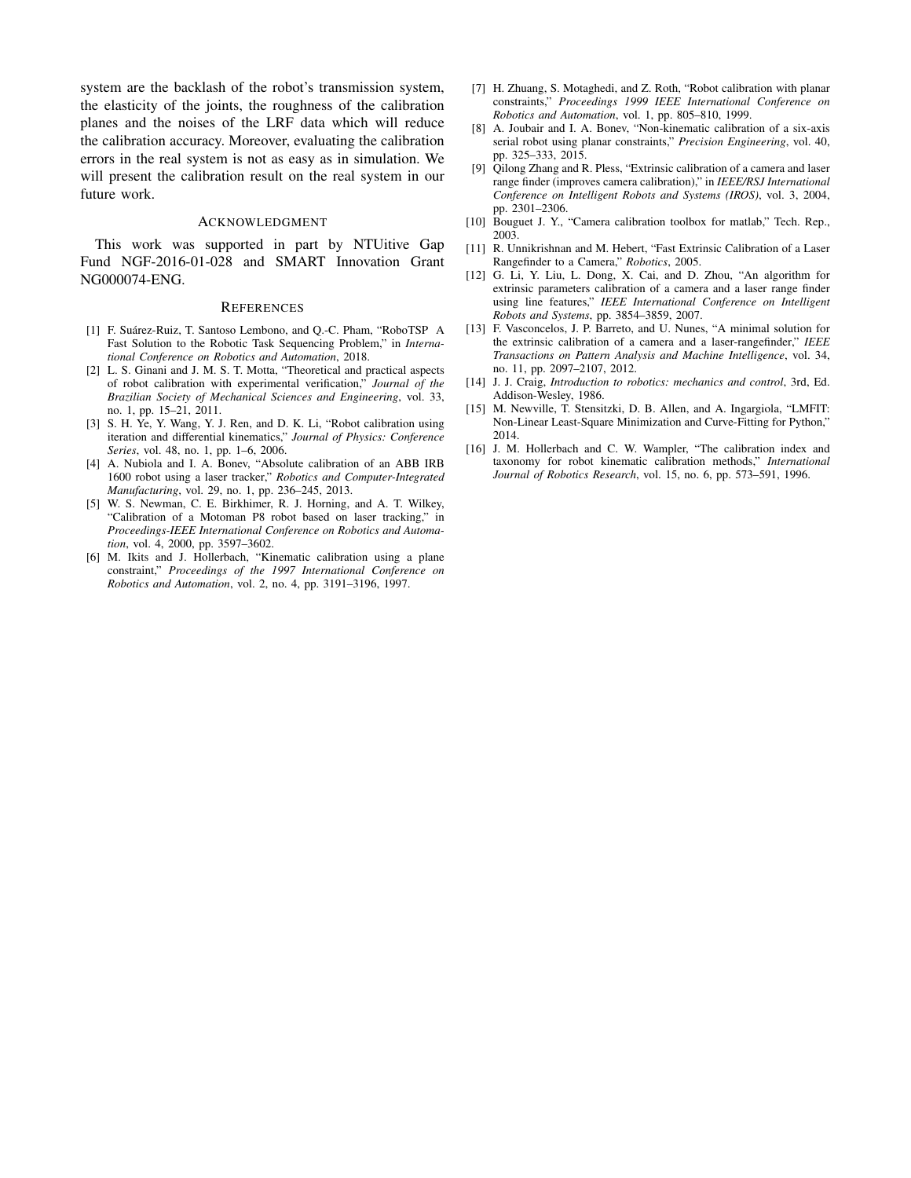system are the backlash of the robot's transmission system, the elasticity of the joints, the roughness of the calibration planes and the noises of the LRF data which will reduce the calibration accuracy. Moreover, evaluating the calibration errors in the real system is not as easy as in simulation. We will present the calibration result on the real system in our future work.

## Acknowledgment

This work was supported in part by NTUitive Gap Fund NGF-2016-01-028 and SMART Innovation Grant NG000074-ENG.

## References

[1] F. Suárez-Ruiz, T. Santoso Lembono, and Q.-C. Pham, "RoboTSP A Fast Solution to the Robotic Task Sequencing Problem," in *International Conference on Robotics and Automation*, 2018.

[2] L. S. Ginani and J. M. S. T. Motta, "Theoretical and practical aspects of robot calibration with experimental verification," *Journal of the Brazilian Society of Mechanical Sciences and Engineering*, vol. 33, no. 1, pp. 15–21, 2011.

[3] S. H. Ye, Y. Wang, Y. J. Ren, and D. K. Li, "Robot calibration using iteration and differential kinematics," *Journal of Physics: Conference Series*, vol. 48, no. 1, pp. 1–6, 2006.

[4] A. Nubiola and I. A. Bonev, "Absolute calibration of an ABB IRB 1600 robot using a laser tracker," *Robotics and Computer-Integrated Manufacturing*, vol. 29, no. 1, pp. 236–245, 2013.

[5] W. S. Newman, C. E. Birkhimer, R. J. Horning, and A. T. Wilkey, "Calibration of a Motoman P8 robot based on laser tracking," in *Proceedings-IEEE International Conference on Robotics and Automation*, vol. 4, 2000, pp. 3597–3602.

[6] M. Ikits and J. Hollerbach, "Kinematic calibration using a plane constraint," *Proceedings of the 1997 International Conference on Robotics and Automation*, vol. 2, no. 4, pp. 3191–3196, 1997.

[7] H. Zhuang, S. Motaghedi, and Z. Roth, "Robot calibration with planar constraints," *Proceedings 1999 IEEE International Conference on Robotics and Automation*, vol. 1, pp. 805–810, 1999.

[8] A. Joubair and I. A. Bonev, "Non-kinematic calibration of a six-axis serial robot using planar constraints," *Precision Engineering*, vol. 40, pp. 325–333, 2015.

[9] Qilong Zhang and R. Pless, "Extrinsic calibration of a camera and laser range finder (improves camera calibration)," in *IEEE/RSJ International Conference on Intelligent Robots and Systems (IROS)*, vol. 3, 2004, pp. 2301–2306.

[10] Bouguet J. Y., "Camera calibration toolbox for matlab," Tech. Rep., 2003.

[11] R. Unnikrishnan and M. Hebert, "Fast Extrinsic Calibration of a Laser Rangefinder to a Camera," *Robotics*, 2005.

[12] G. Li, Y. Liu, L. Dong, X. Cai, and D. Zhou, "An algorithm for extrinsic parameters calibration of a camera and a laser range finder using line features," *IEEE International Conference on Intelligent Robots and Systems*, pp. 3854–3859, 2007.

[13] F. Vasconcelos, J. P. Barreto, and U. Nunes, "A minimal solution for the extrinsic calibration of a camera and a laser-rangefinder," *IEEE Transactions on Pattern Analysis and Machine Intelligence*, vol. 34, no. 11, pp. 2097–2107, 2012.

[14] J. J. Craig, *Introduction to robotics: mechanics and control*, 3rd, Ed. Addison-Wesley, 1986.

[15] M. Newville, T. Stensitzki, D. B. Allen, and A. Ingargiola, "LMFIT: Non-Linear Least-Square Minimization and Curve-Fitting for Python," 2014.

[16] J. M. Hollerbach and C. W. Wampler, "The calibration index and taxonomy for robot kinematic calibration methods," *International Journal of Robotics Research*, vol. 15, no. 6, pp. 573–591, 1996.